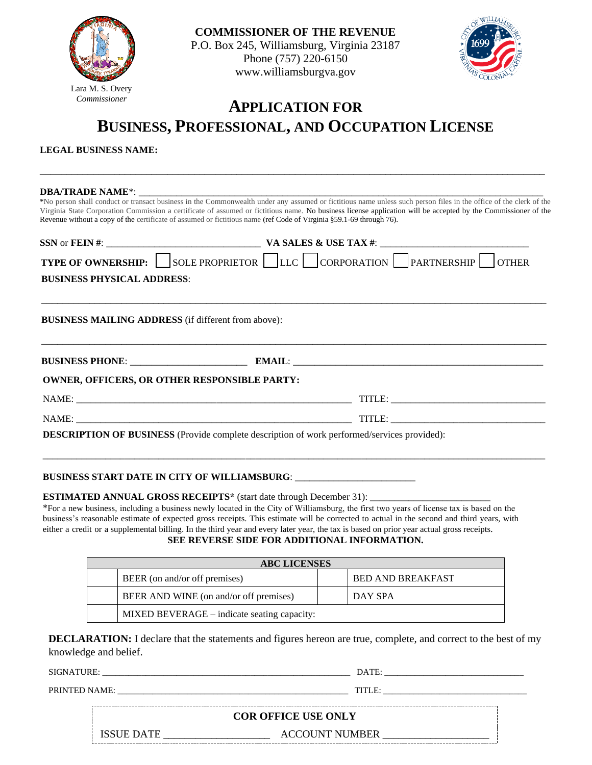**COMMISSIONER OF THE REVENUE**
P.O. Box 245, Williamsburg, Virginia 23187
Phone (757) 220-6150
www.williamsburgva.gov

Lara M. S. Overy
*Commissioner*

# APPLICATION FOR BUSINESS, PROFESSIONAL, AND OCCUPATION LICENSE

**LEGAL BUSINESS NAME:**

______________________________________________________________________________

**DBA/TRADE NAME***: ______________________________________________________________

*No person shall conduct or transact business in the Commonwealth under any assumed or fictitious name unless such person files in the office of the clerk of the Virginia State Corporation Commission a certificate of assumed or fictitious name. No business license application will be accepted by the Commissioner of the Revenue without a copy of the certificate of assumed or fictitious name (ref Code of Virginia §59.1-69 through 76).

**SSN** or **FEIN #**: ______________________________ **VA SALES & USE TAX #**: ______________________________

**TYPE OF OWNERSHIP:** ☐ SOLE PROPRIETOR ☐ LLC ☐ CORPORATION ☐ PARTNERSHIP ☐ OTHER

**BUSINESS PHYSICAL ADDRESS**:

______________________________________________________________________________

**BUSINESS MAILING ADDRESS** (if different from above):

______________________________________________________________________________

**BUSINESS PHONE**: _______________________ **EMAIL**: ____________________________________________________

**OWNER, OFFICERS, OR OTHER RESPONSIBLE PARTY:**

NAME: _______________________________________________________ TITLE: ______________________________

NAME: _______________________________________________________ TITLE: ______________________________

**DESCRIPTION OF BUSINESS** (Provide complete description of work performed/services provided):

______________________________________________________________________________

**BUSINESS START DATE IN CITY OF WILLIAMSBURG**: ________________________

**ESTIMATED ANNUAL GROSS RECEIPTS*** (start date through December 31): ________________________

*For a new business, including a business newly located in the City of Williamsburg, the first two years of license tax is based on the business's reasonable estimate of expected gross receipts. This estimate will be corrected to actual in the second and third years, with either a credit or a supplemental billing. In the third year and every later year, the tax is based on prior year actual gross receipts.

**SEE REVERSE SIDE FOR ADDITIONAL INFORMATION.**

| ABC LICENSES | | | |
|---|---|---|---|
| | BEER (on and/or off premises) | | BED AND BREAKFAST |
| | BEER AND WINE (on and/or off premises) | | DAY SPA |
| | MIXED BEVERAGE – indicate seating capacity: | | |

**DECLARATION:** I declare that the statements and figures hereon are true, complete, and correct to the best of my knowledge and belief.

SIGNATURE: ______________________________________________________ DATE: ____________________________

PRINTED NAME: __________________________________________________ TITLE: ____________________________

**COR OFFICE USE ONLY**

ISSUE DATE ____________________ ACCOUNT NUMBER ____________________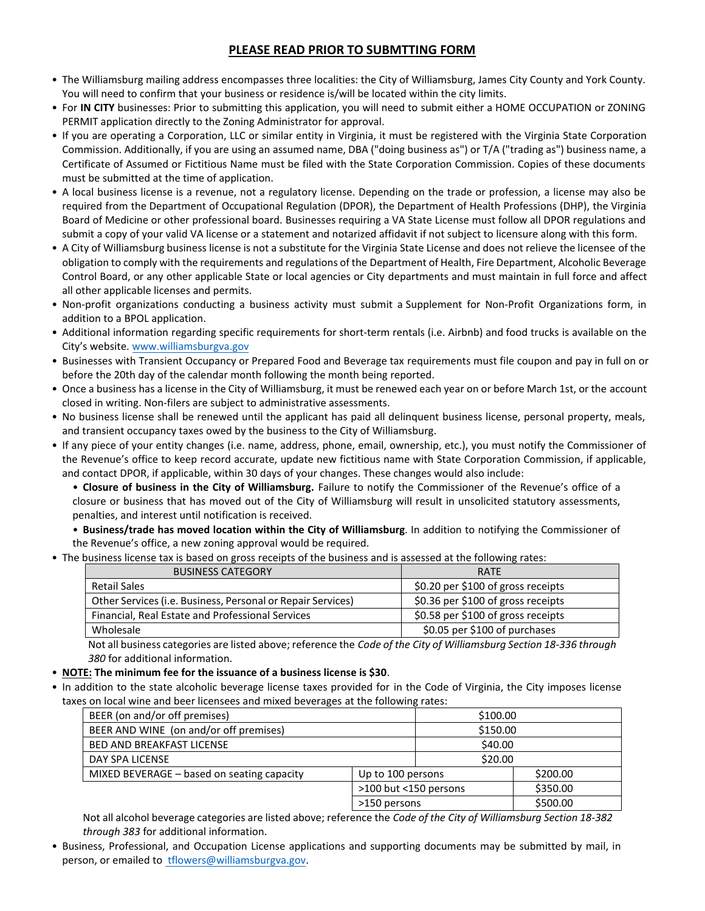## PLEASE READ PRIOR TO SUBMTTING FORM

- The Williamsburg mailing address encompasses three localities: the City of Williamsburg, James City County and York County. You will need to confirm that your business or residence is/will be located within the city limits.
- For **IN CITY** businesses: Prior to submitting this application, you will need to submit either a HOME OCCUPATION or ZONING PERMIT application directly to the Zoning Administrator for approval.
- If you are operating a Corporation, LLC or similar entity in Virginia, it must be registered with the Virginia State Corporation Commission. Additionally, if you are using an assumed name, DBA ("doing business as") or T/A ("trading as") business name, a Certificate of Assumed or Fictitious Name must be filed with the State Corporation Commission. Copies of these documents must be submitted at the time of application.
- A local business license is a revenue, not a regulatory license. Depending on the trade or profession, a license may also be required from the Department of Occupational Regulation (DPOR), the Department of Health Professions (DHP), the Virginia Board of Medicine or other professional board. Businesses requiring a VA State License must follow all DPOR regulations and submit a copy of your valid VA license or a statement and notarized affidavit if not subject to licensure along with this form.
- A City of Williamsburg business license is not a substitute for the Virginia State License and does not relieve the licensee of the obligation to comply with the requirements and regulations of the Department of Health, Fire Department, Alcoholic Beverage Control Board, or any other applicable State or local agencies or City departments and must maintain in full force and affect all other applicable licenses and permits.
- Non-profit organizations conducting a business activity must submit a Supplement for Non-Profit Organizations form, in addition to a BPOL application.
- Additional information regarding specific requirements for short-term rentals (i.e. Airbnb) and food trucks is available on the City's website. www.williamsburgva.gov
- Businesses with Transient Occupancy or Prepared Food and Beverage tax requirements must file coupon and pay in full on or before the 20th day of the calendar month following the month being reported.
- Once a business has a license in the City of Williamsburg, it must be renewed each year on or before March 1st, or the account closed in writing. Non-filers are subject to administrative assessments.
- No business license shall be renewed until the applicant has paid all delinquent business license, personal property, meals, and transient occupancy taxes owed by the business to the City of Williamsburg.
- If any piece of your entity changes (i.e. name, address, phone, email, ownership, etc.), you must notify the Commissioner of the Revenue's office to keep record accurate, update new fictitious name with State Corporation Commission, if applicable, and contact DPOR, if applicable, within 30 days of your changes. These changes would also include:
  - **Closure of business in the City of Williamsburg.** Failure to notify the Commissioner of the Revenue's office of a closure or business that has moved out of the City of Williamsburg will result in unsolicited statutory assessments, penalties, and interest until notification is received.
  - **Business/trade has moved location within the City of Williamsburg**. In addition to notifying the Commissioner of the Revenue's office, a new zoning approval would be required.
- The business license tax is based on gross receipts of the business and is assessed at the following rates:

| BUSINESS CATEGORY | RATE |
|---|---|
| Retail Sales | $0.20 per $100 of gross receipts |
| Other Services (i.e. Business, Personal or Repair Services) | $0.36 per $100 of gross receipts |
| Financial, Real Estate and Professional Services | $0.58 per $100 of gross receipts |
| Wholesale | $0.05 per $100 of purchases |

  Not all business categories are listed above; reference the *Code of the City of Williamsburg Section 18-336 through 380* for additional information.

- **NOTE: The minimum fee for the issuance of a business license is $30**.
- In addition to the state alcoholic beverage license taxes provided for in the Code of Virginia, the City imposes license taxes on local wine and beer licensees and mixed beverages at the following rates:

| | | |
|---|---|---|
| BEER (on and/or off premises) | | $100.00 |
| BEER AND WINE (on and/or off premises) | | $150.00 |
| BED AND BREAKFAST LICENSE | | $40.00 |
| DAY SPA LICENSE | | $20.00 |
| MIXED BEVERAGE – based on seating capacity | Up to 100 persons | $200.00 |
| | >100 but <150 persons | $350.00 |
| | >150 persons | $500.00 |

  Not all alcohol beverage categories are listed above; reference the *Code of the City of Williamsburg Section 18-382 through 383* for additional information.

- Business, Professional, and Occupation License applications and supporting documents may be submitted by mail, in person, or emailed to tflowers@williamsburgva.gov.